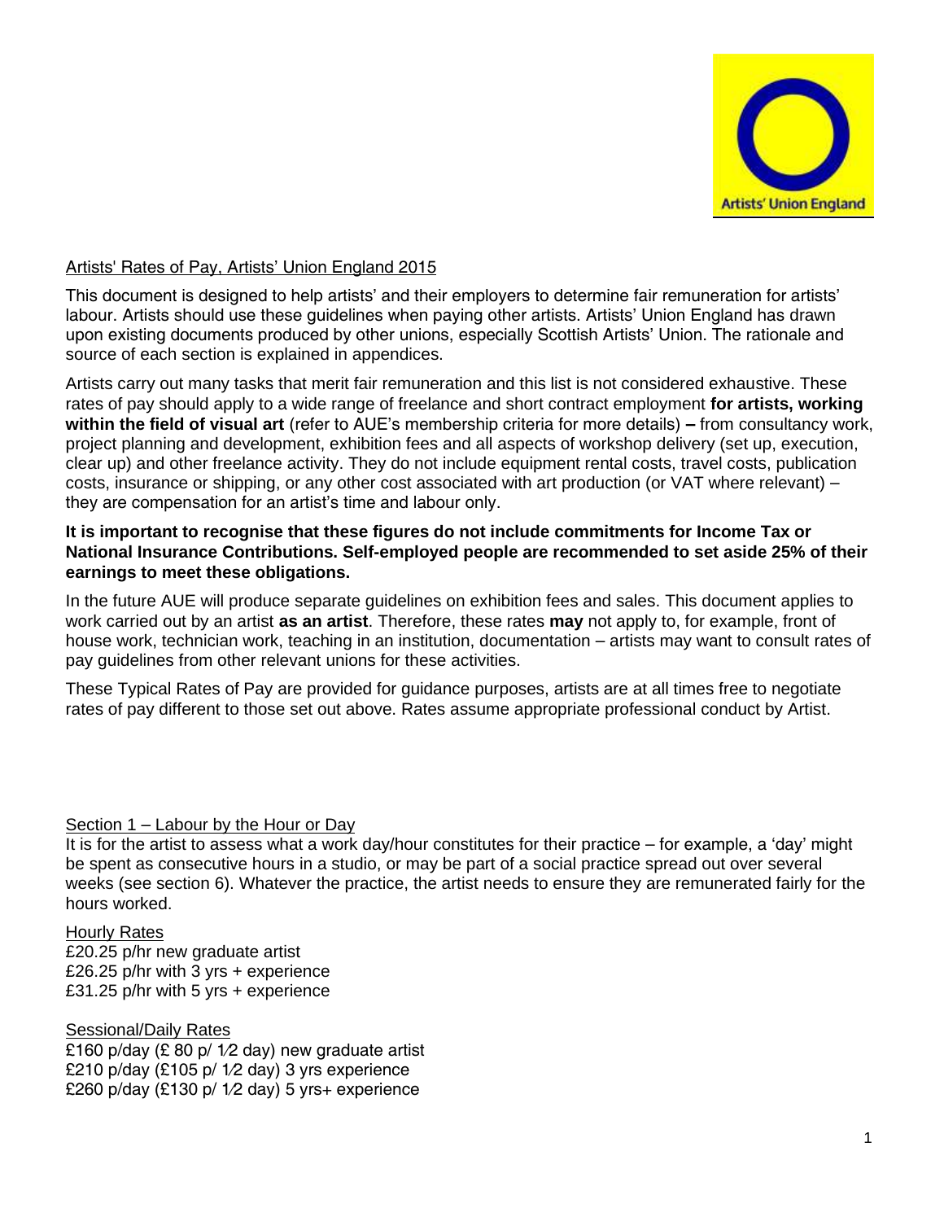Artists' Union England

## Artists' Rates of Pay, Artists' Union England 2015

This document is designed to help artists' and their employers to determine fair remuneration for artists' labour. Artists should use these guidelines when paying other artists. Artists' Union England has drawn upon existing documents produced by other unions, especially Scottish Artists' Union. The rationale and source of each section is explained in appendices.

Artists carry out many tasks that merit fair remuneration and this list is not considered exhaustive. These rates of pay should apply to a wide range of freelance and short contract employment **for artists, working within the field of visual art** (refer to AUE's membership criteria for more details) **–** from consultancy work, project planning and development, exhibition fees and all aspects of workshop delivery (set up, execution, clear up) and other freelance activity. They do not include equipment rental costs, travel costs, publication costs, insurance or shipping, or any other cost associated with art production (or VAT where relevant) – they are compensation for an artist's time and labour only.

**It is important to recognise that these figures do not include commitments for Income Tax or National Insurance Contributions. Self-employed people are recommended to set aside 25% of their earnings to meet these obligations.**

In the future AUE will produce separate guidelines on exhibition fees and sales. This document applies to work carried out by an artist **as an artist**. Therefore, these rates **may** not apply to, for example, front of house work, technician work, teaching in an institution, documentation – artists may want to consult rates of pay guidelines from other relevant unions for these activities.

These Typical Rates of Pay are provided for guidance purposes, artists are at all times free to negotiate rates of pay different to those set out above. Rates assume appropriate professional conduct by Artist.

## Section 1 – Labour by the Hour or Day

It is for the artist to assess what a work day/hour constitutes for their practice – for example, a 'day' might be spent as consecutive hours in a studio, or may be part of a social practice spread out over several weeks (see section 6). Whatever the practice, the artist needs to ensure they are remunerated fairly for the hours worked.

### Hourly Rates

£20.25 p/hr new graduate artist
£26.25 p/hr with 3 yrs + experience
£31.25 p/hr with 5 yrs + experience

### Sessional/Daily Rates

£160 p/day (£ 80 p/ 1⁄2 day) new graduate artist
£210 p/day (£105 p/ 1⁄2 day) 3 yrs experience
£260 p/day (£130 p/ 1⁄2 day) 5 yrs+ experience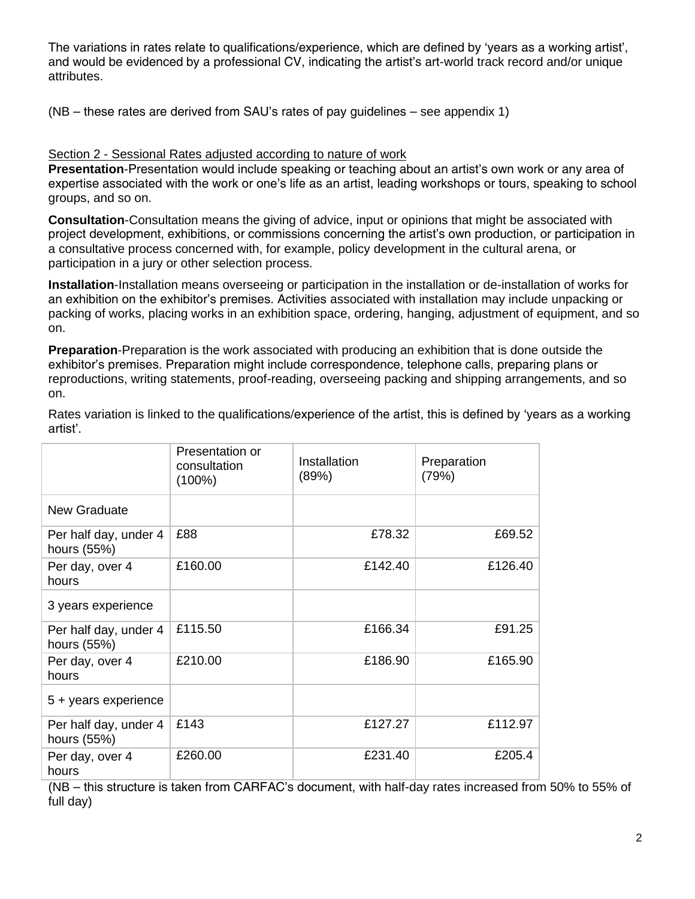The variations in rates relate to qualifications/experience, which are defined by 'years as a working artist', and would be evidenced by a professional CV, indicating the artist's art-world track record and/or unique attributes.

(NB – these rates are derived from SAU's rates of pay guidelines – see appendix 1)

Section 2 - Sessional Rates adjusted according to nature of work

**Presentation**-Presentation would include speaking or teaching about an artist's own work or any area of expertise associated with the work or one's life as an artist, leading workshops or tours, speaking to school groups, and so on.

**Consultation**-Consultation means the giving of advice, input or opinions that might be associated with project development, exhibitions, or commissions concerning the artist's own production, or participation in a consultative process concerned with, for example, policy development in the cultural arena, or participation in a jury or other selection process.

**Installation**-Installation means overseeing or participation in the installation or de-installation of works for an exhibition on the exhibitor's premises. Activities associated with installation may include unpacking or packing of works, placing works in an exhibition space, ordering, hanging, adjustment of equipment, and so on.

**Preparation**-Preparation is the work associated with producing an exhibition that is done outside the exhibitor's premises. Preparation might include correspondence, telephone calls, preparing plans or reproductions, writing statements, proof-reading, overseeing packing and shipping arrangements, and so on.

Rates variation is linked to the qualifications/experience of the artist, this is defined by 'years as a working artist'.

| | Presentation or consultation (100%) | Installation (89%) | Preparation (79%) |
|---|---|---|---|
| New Graduate | | | |
| Per half day, under 4 hours (55%) | £88 | £78.32 | £69.52 |
| Per day, over 4 hours | £160.00 | £142.40 | £126.40 |
| 3 years experience | | | |
| Per half day, under 4 hours (55%) | £115.50 | £166.34 | £91.25 |
| Per day, over 4 hours | £210.00 | £186.90 | £165.90 |
| 5 + years experience | | | |
| Per half day, under 4 hours (55%) | £143 | £127.27 | £112.97 |
| Per day, over 4 hours | £260.00 | £231.40 | £205.4 |

(NB – this structure is taken from CARFAC's document, with half-day rates increased from 50% to 55% of full day)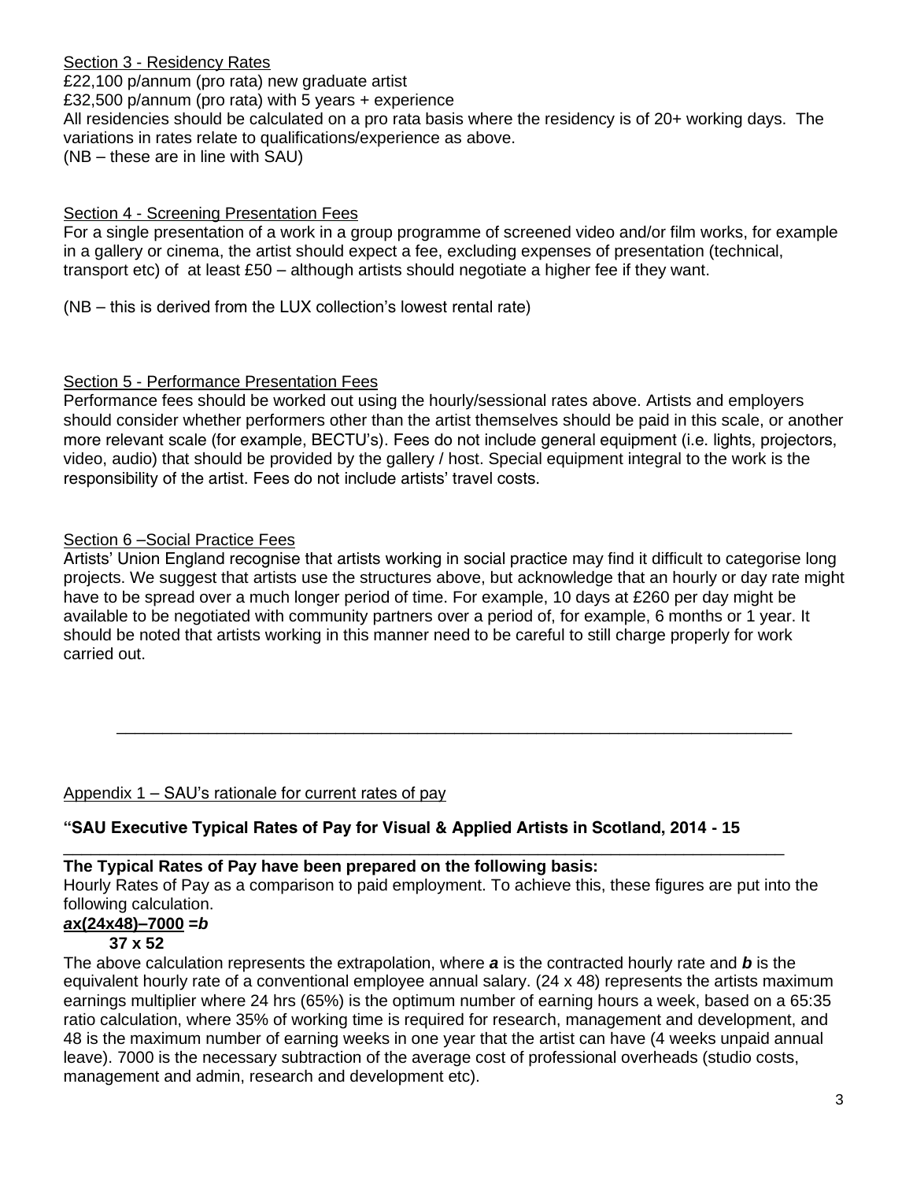## Section 3 - Residency Rates

£22,100 p/annum (pro rata) new graduate artist
£32,500 p/annum (pro rata) with 5 years + experience
All residencies should be calculated on a pro rata basis where the residency is of 20+ working days. The variations in rates relate to qualifications/experience as above.
(NB – these are in line with SAU)

## Section 4 - Screening Presentation Fees

For a single presentation of a work in a group programme of screened video and/or film works, for example in a gallery or cinema, the artist should expect a fee, excluding expenses of presentation (technical, transport etc) of at least £50 – although artists should negotiate a higher fee if they want.

(NB – this is derived from the LUX collection's lowest rental rate)

## Section 5 - Performance Presentation Fees

Performance fees should be worked out using the hourly/sessional rates above. Artists and employers should consider whether performers other than the artist themselves should be paid in this scale, or another more relevant scale (for example, BECTU's). Fees do not include general equipment (i.e. lights, projectors, video, audio) that should be provided by the gallery / host. Special equipment integral to the work is the responsibility of the artist. Fees do not include artists' travel costs.

## Section 6 –Social Practice Fees

Artists' Union England recognise that artists working in social practice may find it difficult to categorise long projects. We suggest that artists use the structures above, but acknowledge that an hourly or day rate might have to be spread over a much longer period of time. For example, 10 days at £260 per day might be available to be negotiated with community partners over a period of, for example, 6 months or 1 year. It should be noted that artists working in this manner need to be careful to still charge properly for work carried out.

---

## Appendix 1 – SAU's rationale for current rates of pay

**"SAU Executive Typical Rates of Pay for Visual & Applied Artists in Scotland, 2014 - 15**

**The Typical Rates of Pay have been prepared on the following basis:**
Hourly Rates of Pay as a comparison to paid employment. To achieve this, these figures are put into the following calculation.

$$\frac{a \times (24 \times 48) - 7000}{37 \times 52} = b$$

The above calculation represents the extrapolation, where ***a*** is the contracted hourly rate and ***b*** is the equivalent hourly rate of a conventional employee annual salary. (24 x 48) represents the artists maximum earnings multiplier where 24 hrs (65%) is the optimum number of earning hours a week, based on a 65:35 ratio calculation, where 35% of working time is required for research, management and development, and 48 is the maximum number of earning weeks in one year that the artist can have (4 weeks unpaid annual leave). 7000 is the necessary subtraction of the average cost of professional overheads (studio costs, management and admin, research and development etc).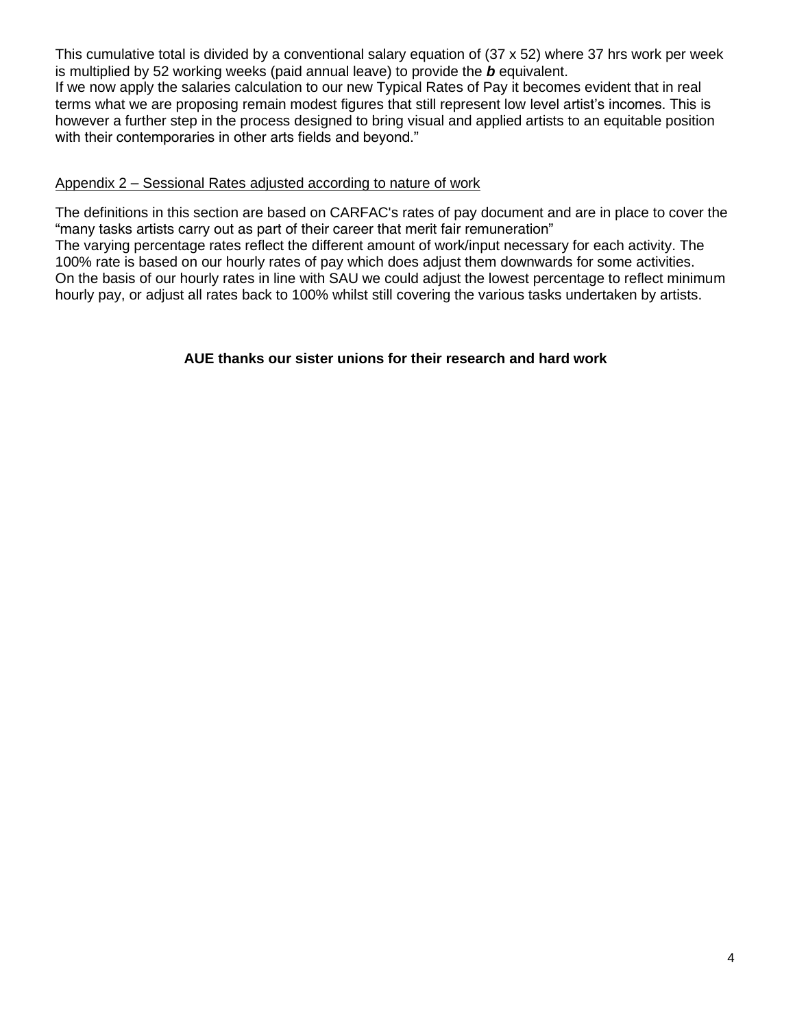This cumulative total is divided by a conventional salary equation of (37 x 52) where 37 hrs work per week is multiplied by 52 working weeks (paid annual leave) to provide the ***b*** equivalent.
If we now apply the salaries calculation to our new Typical Rates of Pay it becomes evident that in real terms what we are proposing remain modest figures that still represent low level artist's incomes. This is however a further step in the process designed to bring visual and applied artists to an equitable position with their contemporaries in other arts fields and beyond."

<u>Appendix 2 – Sessional Rates adjusted according to nature of work</u>

The definitions in this section are based on CARFAC's rates of pay document and are in place to cover the "many tasks artists carry out as part of their career that merit fair remuneration"
The varying percentage rates reflect the different amount of work/input necessary for each activity. The 100% rate is based on our hourly rates of pay which does adjust them downwards for some activities.
On the basis of our hourly rates in line with SAU we could adjust the lowest percentage to reflect minimum hourly pay, or adjust all rates back to 100% whilst still covering the various tasks undertaken by artists.

**AUE thanks our sister unions for their research and hard work**